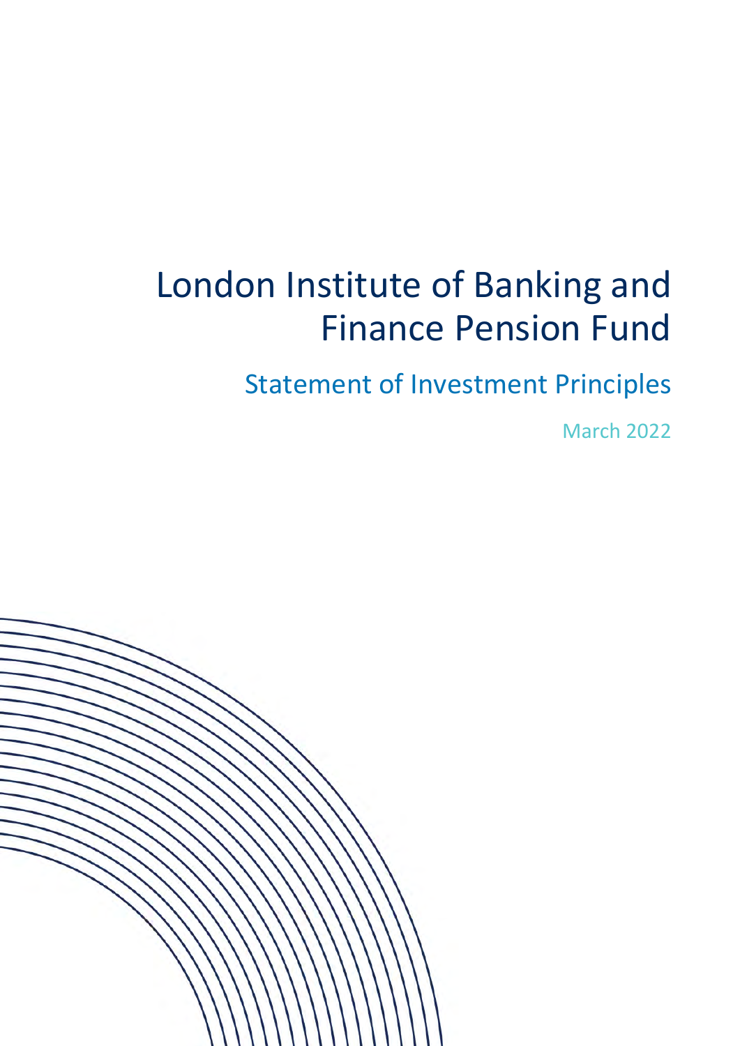# London Institute of Banking and Finance Pension Fund

## Statement of Investment Principles

March 2022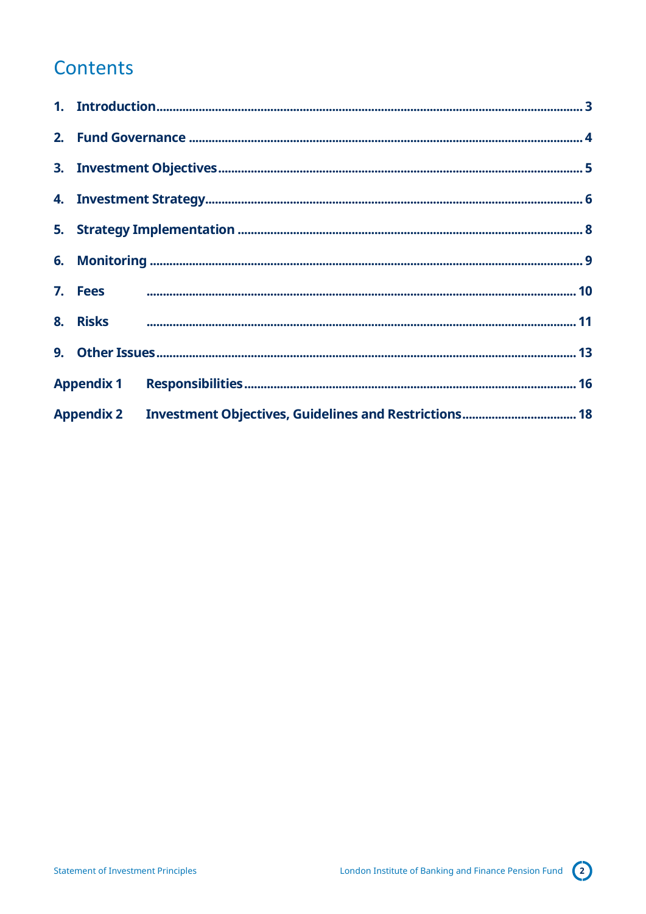# Contents

1. **Introduction** ..... 3
2. **Fund Governance** ..... 4
3. **Investment Objectives** ..... 5
4. **Investment Strategy** ..... 6
5. **Strategy Implementation** ..... 8
6. **Monitoring** ..... 9
7. **Fees** ..... 10
8. **Risks** ..... 11
9. **Other Issues** ..... 13

**Appendix 1 Responsibilities** ..... 16

**Appendix 2 Investment Objectives, Guidelines and Restrictions** ..... 18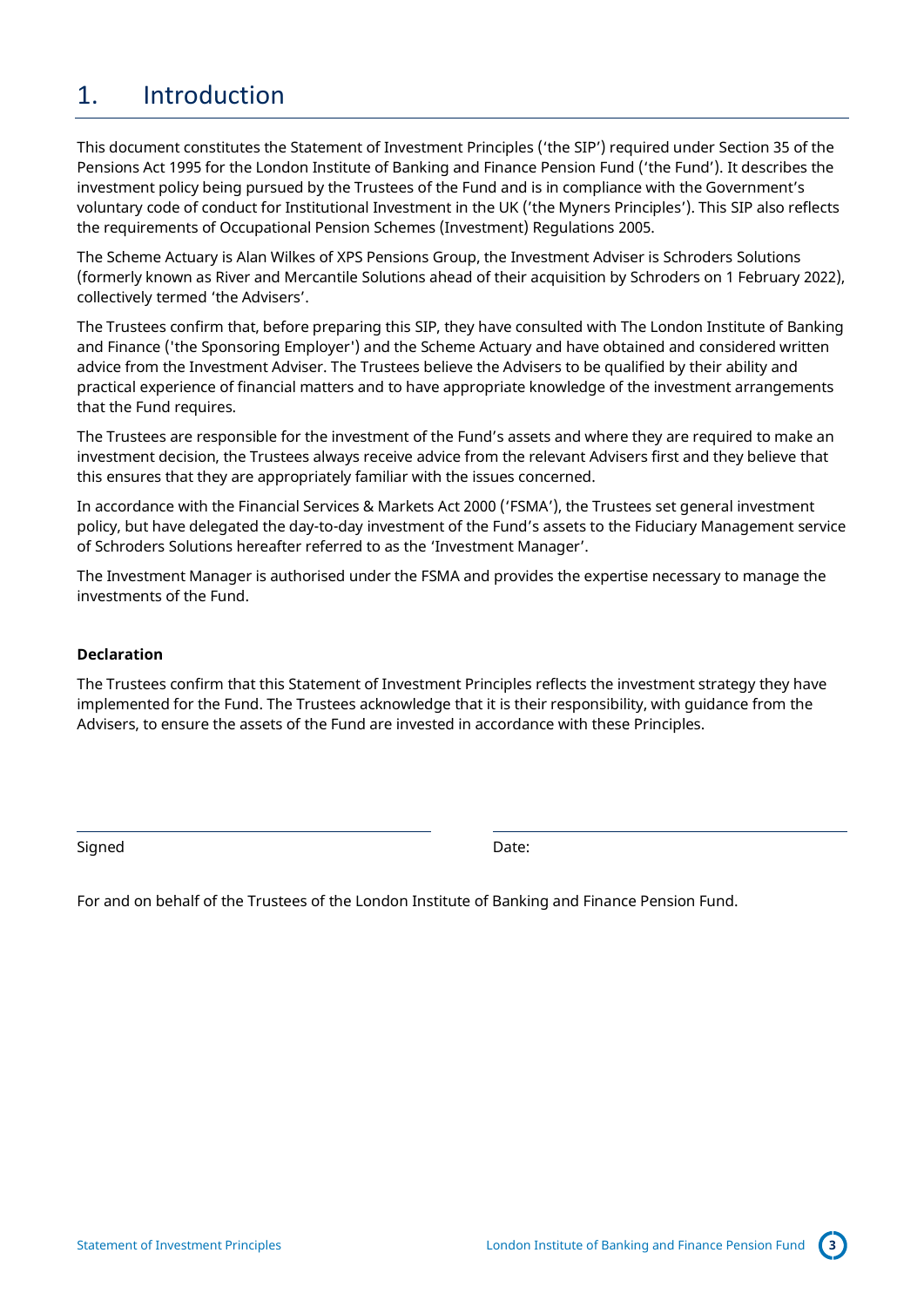# 1. Introduction

This document constitutes the Statement of Investment Principles ('the SIP') required under Section 35 of the Pensions Act 1995 for the London Institute of Banking and Finance Pension Fund ('the Fund'). It describes the investment policy being pursued by the Trustees of the Fund and is in compliance with the Government's voluntary code of conduct for Institutional Investment in the UK ('the Myners Principles'). This SIP also reflects the requirements of Occupational Pension Schemes (Investment) Regulations 2005.

The Scheme Actuary is Alan Wilkes of XPS Pensions Group, the Investment Adviser is Schroders Solutions (formerly known as River and Mercantile Solutions ahead of their acquisition by Schroders on 1 February 2022), collectively termed 'the Advisers'.

The Trustees confirm that, before preparing this SIP, they have consulted with The London Institute of Banking and Finance ('the Sponsoring Employer') and the Scheme Actuary and have obtained and considered written advice from the Investment Adviser. The Trustees believe the Advisers to be qualified by their ability and practical experience of financial matters and to have appropriate knowledge of the investment arrangements that the Fund requires.

The Trustees are responsible for the investment of the Fund's assets and where they are required to make an investment decision, the Trustees always receive advice from the relevant Advisers first and they believe that this ensures that they are appropriately familiar with the issues concerned.

In accordance with the Financial Services & Markets Act 2000 ('FSMA'), the Trustees set general investment policy, but have delegated the day-to-day investment of the Fund's assets to the Fiduciary Management service of Schroders Solutions hereafter referred to as the 'Investment Manager'.

The Investment Manager is authorised under the FSMA and provides the expertise necessary to manage the investments of the Fund.

**Declaration**

The Trustees confirm that this Statement of Investment Principles reflects the investment strategy they have implemented for the Fund. The Trustees acknowledge that it is their responsibility, with guidance from the Advisers, to ensure the assets of the Fund are invested in accordance with these Principles.

Signed ______________________ Date: ______________________

For and on behalf of the Trustees of the London Institute of Banking and Finance Pension Fund.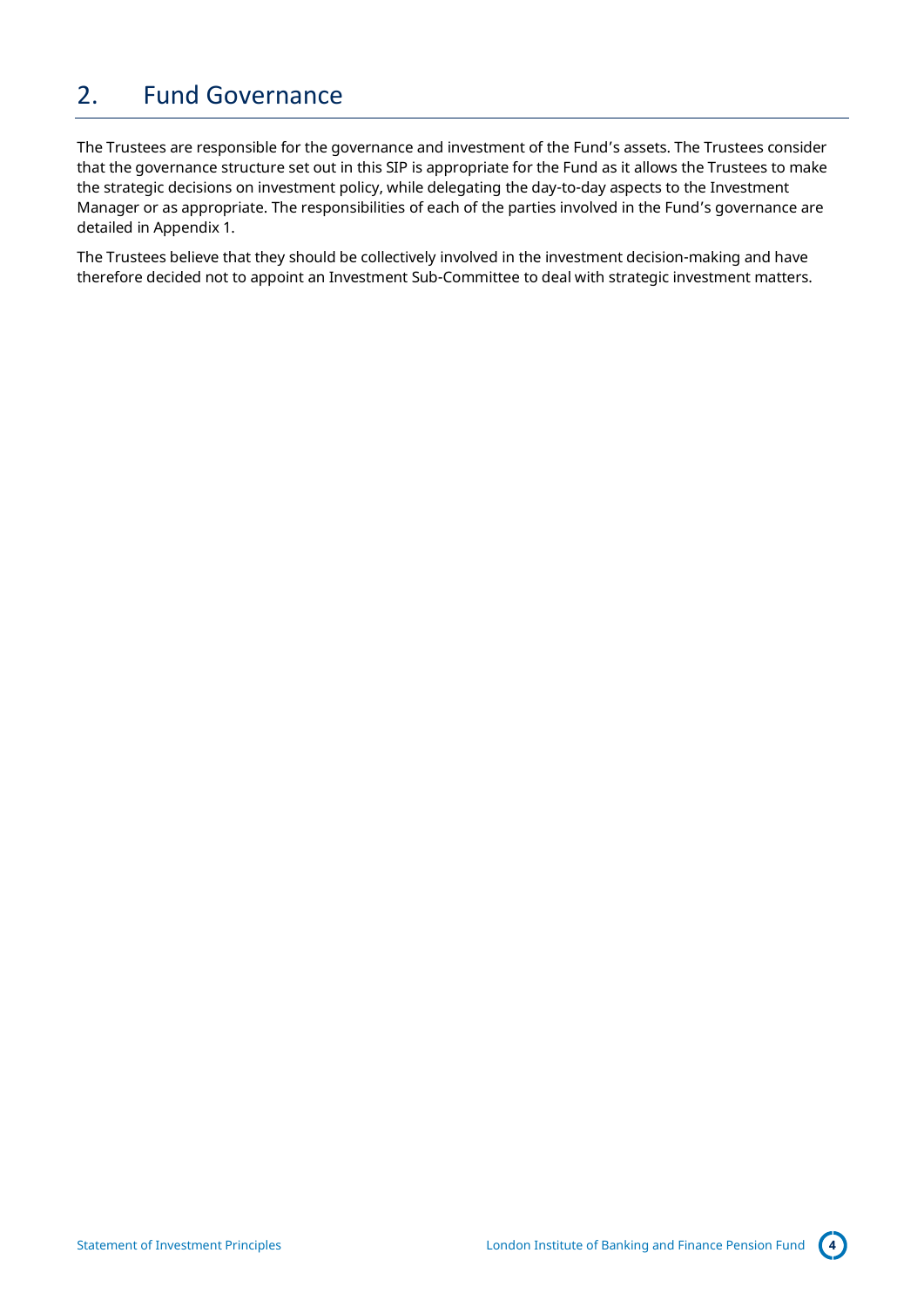## 2. Fund Governance

The Trustees are responsible for the governance and investment of the Fund's assets. The Trustees consider that the governance structure set out in this SIP is appropriate for the Fund as it allows the Trustees to make the strategic decisions on investment policy, while delegating the day-to-day aspects to the Investment Manager or as appropriate. The responsibilities of each of the parties involved in the Fund's governance are detailed in Appendix 1.

The Trustees believe that they should be collectively involved in the investment decision-making and have therefore decided not to appoint an Investment Sub-Committee to deal with strategic investment matters.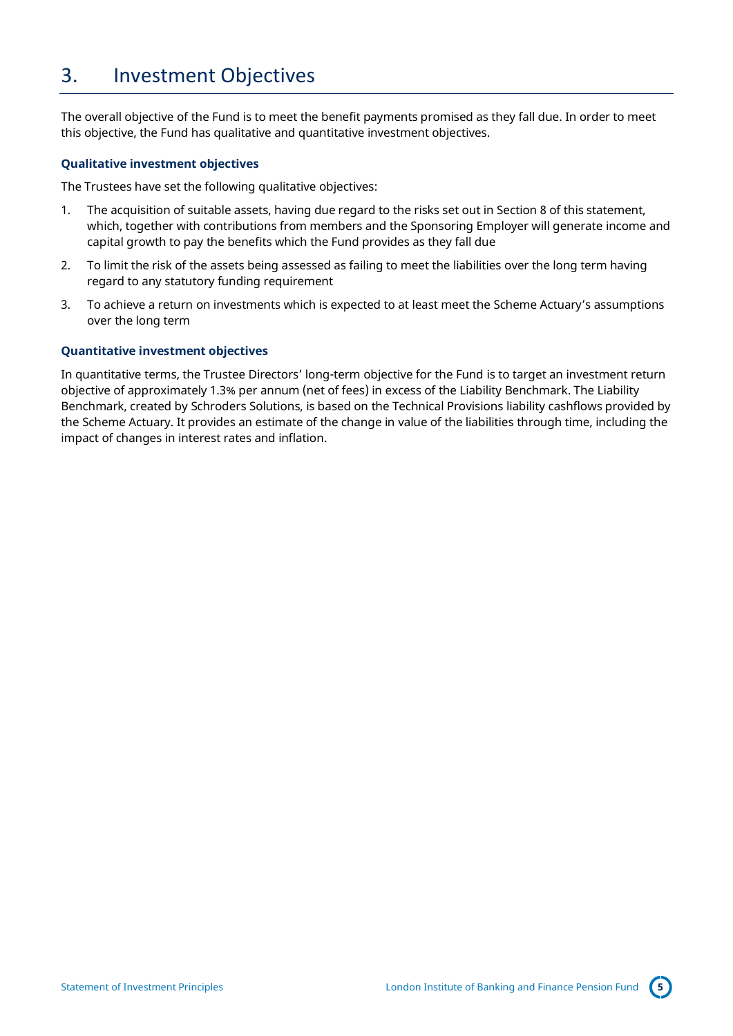# 3. Investment Objectives

The overall objective of the Fund is to meet the benefit payments promised as they fall due. In order to meet this objective, the Fund has qualitative and quantitative investment objectives.

### Qualitative investment objectives

The Trustees have set the following qualitative objectives:

1. The acquisition of suitable assets, having due regard to the risks set out in Section 8 of this statement, which, together with contributions from members and the Sponsoring Employer will generate income and capital growth to pay the benefits which the Fund provides as they fall due
2. To limit the risk of the assets being assessed as failing to meet the liabilities over the long term having regard to any statutory funding requirement
3. To achieve a return on investments which is expected to at least meet the Scheme Actuary's assumptions over the long term

### Quantitative investment objectives

In quantitative terms, the Trustee Directors' long-term objective for the Fund is to target an investment return objective of approximately 1.3% per annum (net of fees) in excess of the Liability Benchmark. The Liability Benchmark, created by Schroders Solutions, is based on the Technical Provisions liability cashflows provided by the Scheme Actuary. It provides an estimate of the change in value of the liabilities through time, including the impact of changes in interest rates and inflation.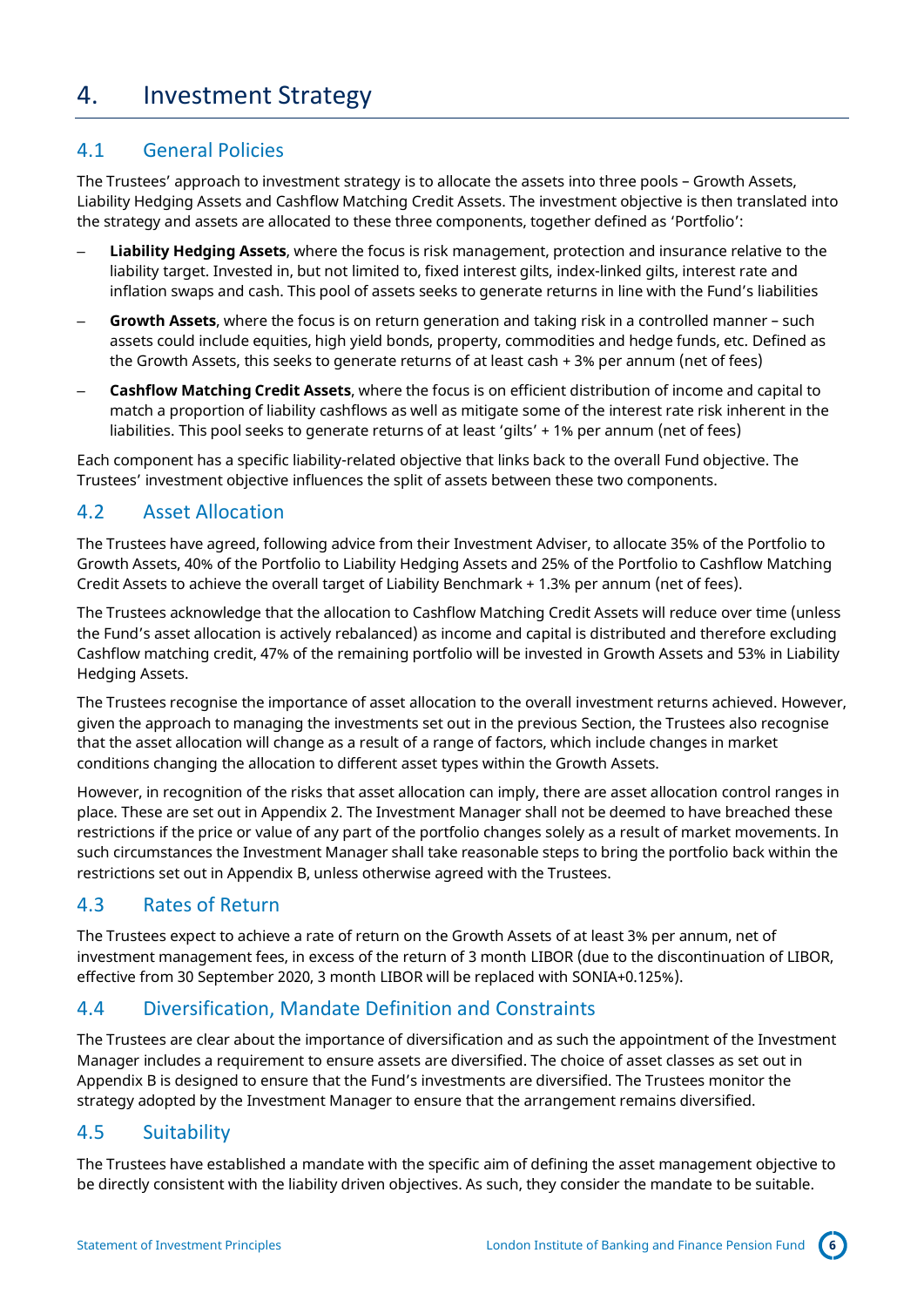# 4. Investment Strategy

## 4.1 General Policies

The Trustees' approach to investment strategy is to allocate the assets into three pools – Growth Assets, Liability Hedging Assets and Cashflow Matching Credit Assets. The investment objective is then translated into the strategy and assets are allocated to these three components, together defined as 'Portfolio':

- **Liability Hedging Assets**, where the focus is risk management, protection and insurance relative to the liability target. Invested in, but not limited to, fixed interest gilts, index-linked gilts, interest rate and inflation swaps and cash. This pool of assets seeks to generate returns in line with the Fund's liabilities
- **Growth Assets**, where the focus is on return generation and taking risk in a controlled manner – such assets could include equities, high yield bonds, property, commodities and hedge funds, etc. Defined as the Growth Assets, this seeks to generate returns of at least cash + 3% per annum (net of fees)
- **Cashflow Matching Credit Assets**, where the focus is on efficient distribution of income and capital to match a proportion of liability cashflows as well as mitigate some of the interest rate risk inherent in the liabilities. This pool seeks to generate returns of at least 'gilts' + 1% per annum (net of fees)

Each component has a specific liability-related objective that links back to the overall Fund objective. The Trustees' investment objective influences the split of assets between these two components.

## 4.2 Asset Allocation

The Trustees have agreed, following advice from their Investment Adviser, to allocate 35% of the Portfolio to Growth Assets, 40% of the Portfolio to Liability Hedging Assets and 25% of the Portfolio to Cashflow Matching Credit Assets to achieve the overall target of Liability Benchmark + 1.3% per annum (net of fees).

The Trustees acknowledge that the allocation to Cashflow Matching Credit Assets will reduce over time (unless the Fund's asset allocation is actively rebalanced) as income and capital is distributed and therefore excluding Cashflow matching credit, 47% of the remaining portfolio will be invested in Growth Assets and 53% in Liability Hedging Assets.

The Trustees recognise the importance of asset allocation to the overall investment returns achieved. However, given the approach to managing the investments set out in the previous Section, the Trustees also recognise that the asset allocation will change as a result of a range of factors, which include changes in market conditions changing the allocation to different asset types within the Growth Assets.

However, in recognition of the risks that asset allocation can imply, there are asset allocation control ranges in place. These are set out in Appendix 2. The Investment Manager shall not be deemed to have breached these restrictions if the price or value of any part of the portfolio changes solely as a result of market movements. In such circumstances the Investment Manager shall take reasonable steps to bring the portfolio back within the restrictions set out in Appendix B, unless otherwise agreed with the Trustees.

## 4.3 Rates of Return

The Trustees expect to achieve a rate of return on the Growth Assets of at least 3% per annum, net of investment management fees, in excess of the return of 3 month LIBOR (due to the discontinuation of LIBOR, effective from 30 September 2020, 3 month LIBOR will be replaced with SONIA+0.125%).

## 4.4 Diversification, Mandate Definition and Constraints

The Trustees are clear about the importance of diversification and as such the appointment of the Investment Manager includes a requirement to ensure assets are diversified. The choice of asset classes as set out in Appendix B is designed to ensure that the Fund's investments are diversified. The Trustees monitor the strategy adopted by the Investment Manager to ensure that the arrangement remains diversified.

## 4.5 Suitability

The Trustees have established a mandate with the specific aim of defining the asset management objective to be directly consistent with the liability driven objectives. As such, they consider the mandate to be suitable.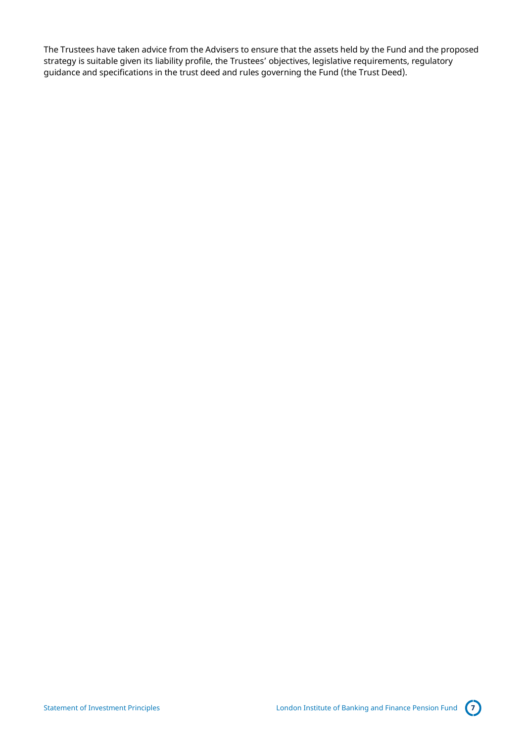The Trustees have taken advice from the Advisers to ensure that the assets held by the Fund and the proposed strategy is suitable given its liability profile, the Trustees' objectives, legislative requirements, regulatory guidance and specifications in the trust deed and rules governing the Fund (the Trust Deed).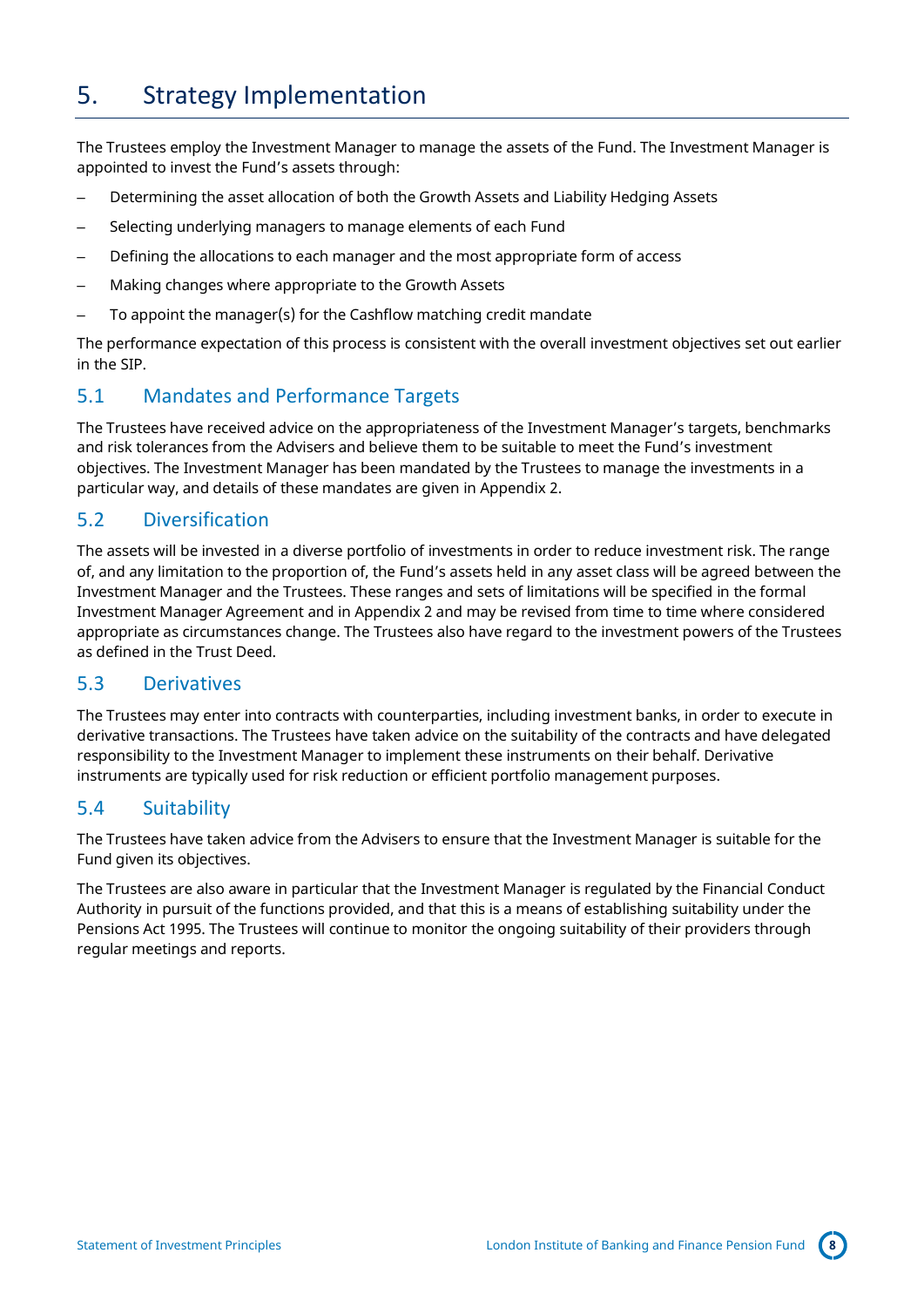# 5. Strategy Implementation

The Trustees employ the Investment Manager to manage the assets of the Fund. The Investment Manager is appointed to invest the Fund's assets through:

- Determining the asset allocation of both the Growth Assets and Liability Hedging Assets
- Selecting underlying managers to manage elements of each Fund
- Defining the allocations to each manager and the most appropriate form of access
- Making changes where appropriate to the Growth Assets
- To appoint the manager(s) for the Cashflow matching credit mandate

The performance expectation of this process is consistent with the overall investment objectives set out earlier in the SIP.

## 5.1 Mandates and Performance Targets

The Trustees have received advice on the appropriateness of the Investment Manager's targets, benchmarks and risk tolerances from the Advisers and believe them to be suitable to meet the Fund's investment objectives. The Investment Manager has been mandated by the Trustees to manage the investments in a particular way, and details of these mandates are given in Appendix 2.

## 5.2 Diversification

The assets will be invested in a diverse portfolio of investments in order to reduce investment risk. The range of, and any limitation to the proportion of, the Fund's assets held in any asset class will be agreed between the Investment Manager and the Trustees. These ranges and sets of limitations will be specified in the formal Investment Manager Agreement and in Appendix 2 and may be revised from time to time where considered appropriate as circumstances change. The Trustees also have regard to the investment powers of the Trustees as defined in the Trust Deed.

## 5.3 Derivatives

The Trustees may enter into contracts with counterparties, including investment banks, in order to execute in derivative transactions. The Trustees have taken advice on the suitability of the contracts and have delegated responsibility to the Investment Manager to implement these instruments on their behalf. Derivative instruments are typically used for risk reduction or efficient portfolio management purposes.

## 5.4 Suitability

The Trustees have taken advice from the Advisers to ensure that the Investment Manager is suitable for the Fund given its objectives.

The Trustees are also aware in particular that the Investment Manager is regulated by the Financial Conduct Authority in pursuit of the functions provided, and that this is a means of establishing suitability under the Pensions Act 1995. The Trustees will continue to monitor the ongoing suitability of their providers through regular meetings and reports.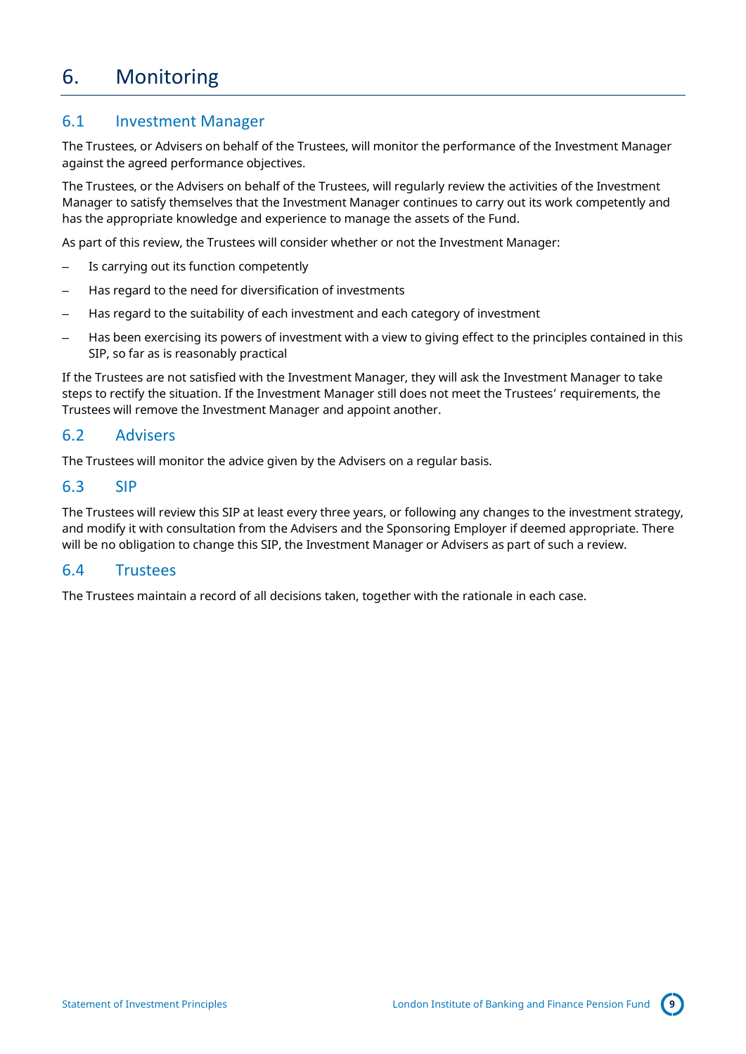# 6. Monitoring

## 6.1 Investment Manager

The Trustees, or Advisers on behalf of the Trustees, will monitor the performance of the Investment Manager against the agreed performance objectives.

The Trustees, or the Advisers on behalf of the Trustees, will regularly review the activities of the Investment Manager to satisfy themselves that the Investment Manager continues to carry out its work competently and has the appropriate knowledge and experience to manage the assets of the Fund.

As part of this review, the Trustees will consider whether or not the Investment Manager:

- Is carrying out its function competently
- Has regard to the need for diversification of investments
- Has regard to the suitability of each investment and each category of investment
- Has been exercising its powers of investment with a view to giving effect to the principles contained in this SIP, so far as is reasonably practical

If the Trustees are not satisfied with the Investment Manager, they will ask the Investment Manager to take steps to rectify the situation. If the Investment Manager still does not meet the Trustees' requirements, the Trustees will remove the Investment Manager and appoint another.

## 6.2 Advisers

The Trustees will monitor the advice given by the Advisers on a regular basis.

## 6.3 SIP

The Trustees will review this SIP at least every three years, or following any changes to the investment strategy, and modify it with consultation from the Advisers and the Sponsoring Employer if deemed appropriate. There will be no obligation to change this SIP, the Investment Manager or Advisers as part of such a review.

## 6.4 Trustees

The Trustees maintain a record of all decisions taken, together with the rationale in each case.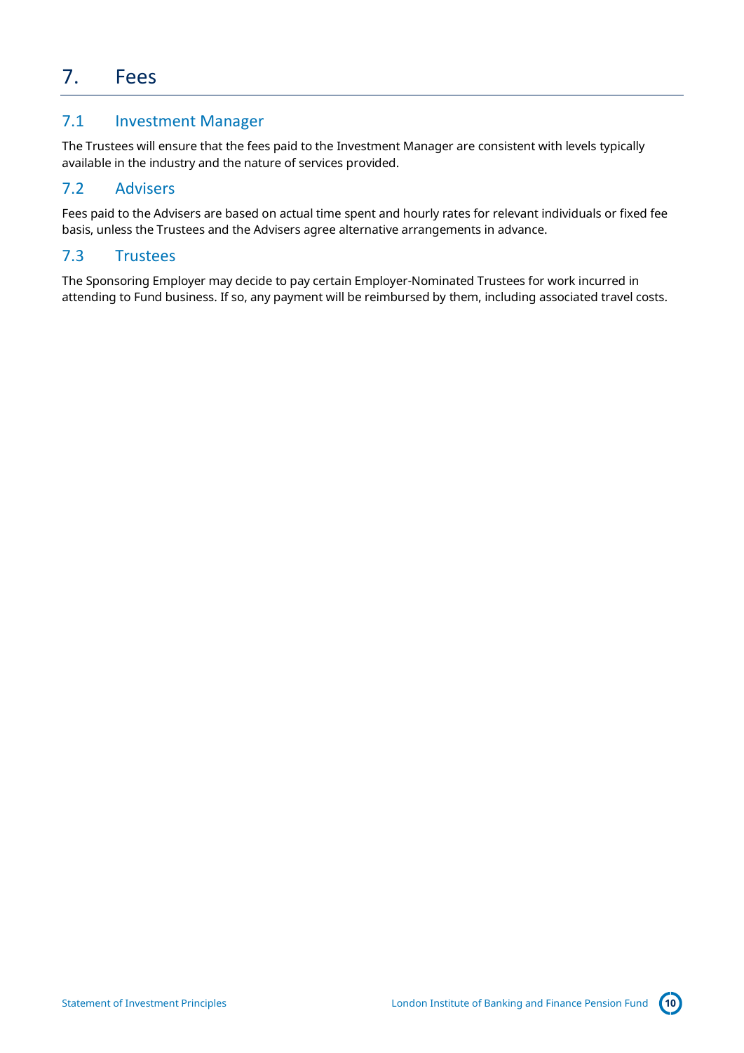# 7. Fees

## 7.1 Investment Manager

The Trustees will ensure that the fees paid to the Investment Manager are consistent with levels typically available in the industry and the nature of services provided.

## 7.2 Advisers

Fees paid to the Advisers are based on actual time spent and hourly rates for relevant individuals or fixed fee basis, unless the Trustees and the Advisers agree alternative arrangements in advance.

## 7.3 Trustees

The Sponsoring Employer may decide to pay certain Employer-Nominated Trustees for work incurred in attending to Fund business. If so, any payment will be reimbursed by them, including associated travel costs.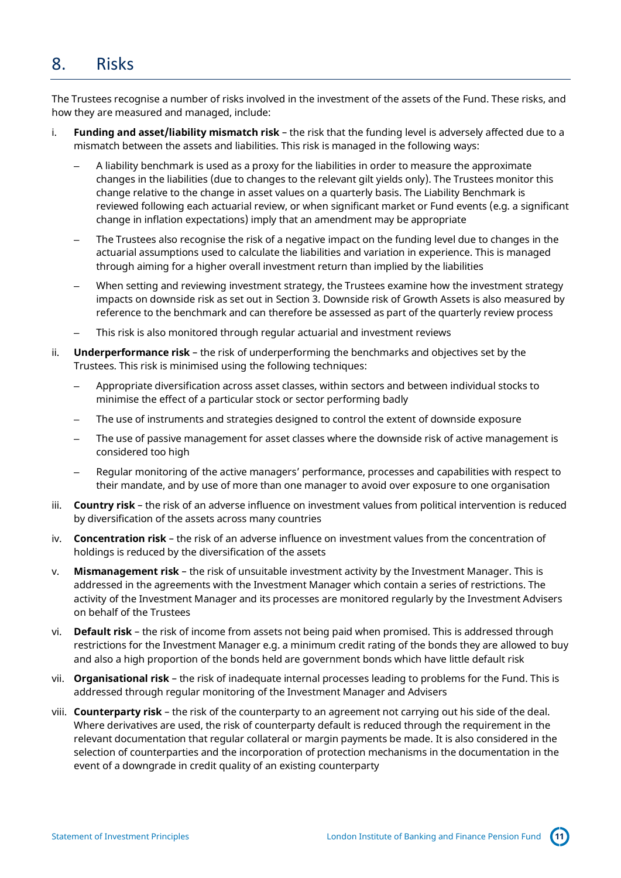# 8. Risks

The Trustees recognise a number of risks involved in the investment of the assets of the Fund. These risks, and how they are measured and managed, include:

i. **Funding and asset/liability mismatch risk** – the risk that the funding level is adversely affected due to a mismatch between the assets and liabilities. This risk is managed in the following ways:

   – A liability benchmark is used as a proxy for the liabilities in order to measure the approximate changes in the liabilities (due to changes to the relevant gilt yields only). The Trustees monitor this change relative to the change in asset values on a quarterly basis. The Liability Benchmark is reviewed following each actuarial review, or when significant market or Fund events (e.g. a significant change in inflation expectations) imply that an amendment may be appropriate

   – The Trustees also recognise the risk of a negative impact on the funding level due to changes in the actuarial assumptions used to calculate the liabilities and variation in experience. This is managed through aiming for a higher overall investment return than implied by the liabilities

   – When setting and reviewing investment strategy, the Trustees examine how the investment strategy impacts on downside risk as set out in Section 3. Downside risk of Growth Assets is also measured by reference to the benchmark and can therefore be assessed as part of the quarterly review process

   – This risk is also monitored through regular actuarial and investment reviews

ii. **Underperformance risk** – the risk of underperforming the benchmarks and objectives set by the Trustees. This risk is minimised using the following techniques:

   – Appropriate diversification across asset classes, within sectors and between individual stocks to minimise the effect of a particular stock or sector performing badly

   – The use of instruments and strategies designed to control the extent of downside exposure

   – The use of passive management for asset classes where the downside risk of active management is considered too high

   – Regular monitoring of the active managers' performance, processes and capabilities with respect to their mandate, and by use of more than one manager to avoid over exposure to one organisation

iii. **Country risk** – the risk of an adverse influence on investment values from political intervention is reduced by diversification of the assets across many countries

iv. **Concentration risk** – the risk of an adverse influence on investment values from the concentration of holdings is reduced by the diversification of the assets

v. **Mismanagement risk** – the risk of unsuitable investment activity by the Investment Manager. This is addressed in the agreements with the Investment Manager which contain a series of restrictions. The activity of the Investment Manager and its processes are monitored regularly by the Investment Advisers on behalf of the Trustees

vi. **Default risk** – the risk of income from assets not being paid when promised. This is addressed through restrictions for the Investment Manager e.g. a minimum credit rating of the bonds they are allowed to buy and also a high proportion of the bonds held are government bonds which have little default risk

vii. **Organisational risk** – the risk of inadequate internal processes leading to problems for the Fund. This is addressed through regular monitoring of the Investment Manager and Advisers

viii. **Counterparty risk** – the risk of the counterparty to an agreement not carrying out his side of the deal. Where derivatives are used, the risk of counterparty default is reduced through the requirement in the relevant documentation that regular collateral or margin payments be made. It is also considered in the selection of counterparties and the incorporation of protection mechanisms in the documentation in the event of a downgrade in credit quality of an existing counterparty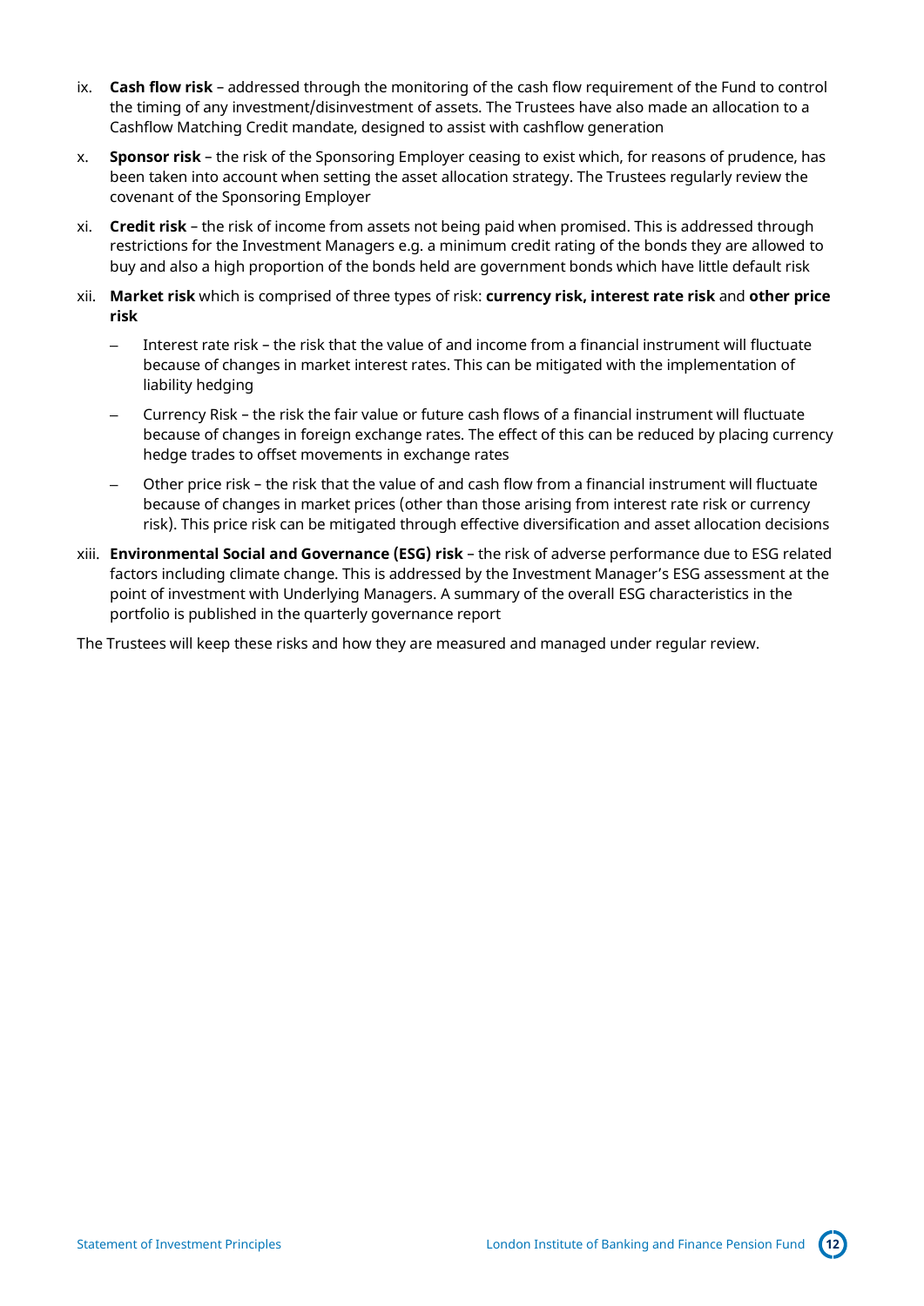ix. **Cash flow risk** – addressed through the monitoring of the cash flow requirement of the Fund to control the timing of any investment/disinvestment of assets. The Trustees have also made an allocation to a Cashflow Matching Credit mandate, designed to assist with cashflow generation

x. **Sponsor risk** – the risk of the Sponsoring Employer ceasing to exist which, for reasons of prudence, has been taken into account when setting the asset allocation strategy. The Trustees regularly review the covenant of the Sponsoring Employer

xi. **Credit risk** – the risk of income from assets not being paid when promised. This is addressed through restrictions for the Investment Managers e.g. a minimum credit rating of the bonds they are allowed to buy and also a high proportion of the bonds held are government bonds which have little default risk

xii. **Market risk** which is comprised of three types of risk: **currency risk, interest rate risk** and **other price risk**

   – Interest rate risk – the risk that the value of and income from a financial instrument will fluctuate because of changes in market interest rates. This can be mitigated with the implementation of liability hedging

   – Currency Risk – the risk the fair value or future cash flows of a financial instrument will fluctuate because of changes in foreign exchange rates. The effect of this can be reduced by placing currency hedge trades to offset movements in exchange rates

   – Other price risk – the risk that the value of and cash flow from a financial instrument will fluctuate because of changes in market prices (other than those arising from interest rate risk or currency risk). This price risk can be mitigated through effective diversification and asset allocation decisions

xiii. **Environmental Social and Governance (ESG) risk** – the risk of adverse performance due to ESG related factors including climate change. This is addressed by the Investment Manager's ESG assessment at the point of investment with Underlying Managers. A summary of the overall ESG characteristics in the portfolio is published in the quarterly governance report

The Trustees will keep these risks and how they are measured and managed under regular review.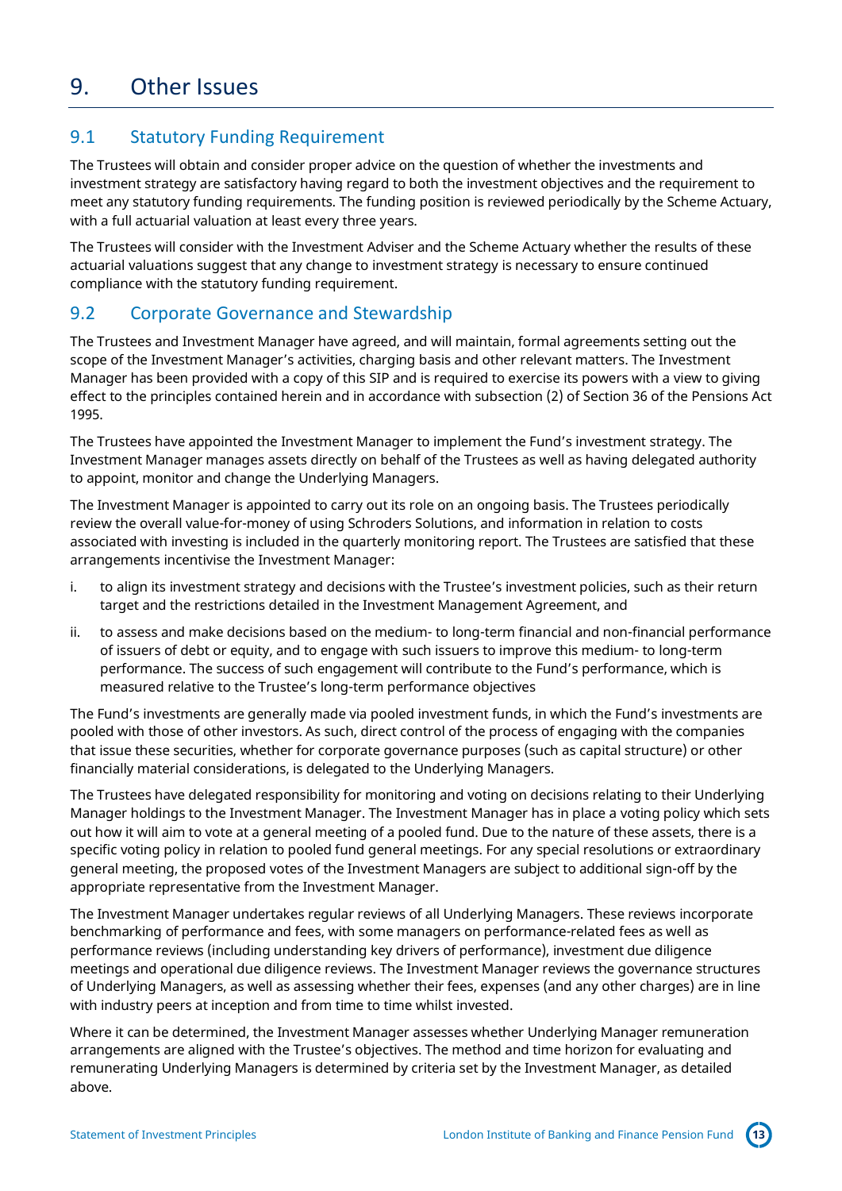# 9. Other Issues

## 9.1 Statutory Funding Requirement

The Trustees will obtain and consider proper advice on the question of whether the investments and investment strategy are satisfactory having regard to both the investment objectives and the requirement to meet any statutory funding requirements. The funding position is reviewed periodically by the Scheme Actuary, with a full actuarial valuation at least every three years.

The Trustees will consider with the Investment Adviser and the Scheme Actuary whether the results of these actuarial valuations suggest that any change to investment strategy is necessary to ensure continued compliance with the statutory funding requirement.

## 9.2 Corporate Governance and Stewardship

The Trustees and Investment Manager have agreed, and will maintain, formal agreements setting out the scope of the Investment Manager's activities, charging basis and other relevant matters. The Investment Manager has been provided with a copy of this SIP and is required to exercise its powers with a view to giving effect to the principles contained herein and in accordance with subsection (2) of Section 36 of the Pensions Act 1995.

The Trustees have appointed the Investment Manager to implement the Fund's investment strategy. The Investment Manager manages assets directly on behalf of the Trustees as well as having delegated authority to appoint, monitor and change the Underlying Managers.

The Investment Manager is appointed to carry out its role on an ongoing basis. The Trustees periodically review the overall value-for-money of using Schroders Solutions, and information in relation to costs associated with investing is included in the quarterly monitoring report. The Trustees are satisfied that these arrangements incentivise the Investment Manager:

i. to align its investment strategy and decisions with the Trustee's investment policies, such as their return target and the restrictions detailed in the Investment Management Agreement, and

ii. to assess and make decisions based on the medium- to long-term financial and non-financial performance of issuers of debt or equity, and to engage with such issuers to improve this medium- to long-term performance. The success of such engagement will contribute to the Fund's performance, which is measured relative to the Trustee's long-term performance objectives

The Fund's investments are generally made via pooled investment funds, in which the Fund's investments are pooled with those of other investors. As such, direct control of the process of engaging with the companies that issue these securities, whether for corporate governance purposes (such as capital structure) or other financially material considerations, is delegated to the Underlying Managers.

The Trustees have delegated responsibility for monitoring and voting on decisions relating to their Underlying Manager holdings to the Investment Manager. The Investment Manager has in place a voting policy which sets out how it will aim to vote at a general meeting of a pooled fund. Due to the nature of these assets, there is a specific voting policy in relation to pooled fund general meetings. For any special resolutions or extraordinary general meeting, the proposed votes of the Investment Managers are subject to additional sign-off by the appropriate representative from the Investment Manager.

The Investment Manager undertakes regular reviews of all Underlying Managers. These reviews incorporate benchmarking of performance and fees, with some managers on performance-related fees as well as performance reviews (including understanding key drivers of performance), investment due diligence meetings and operational due diligence reviews. The Investment Manager reviews the governance structures of Underlying Managers, as well as assessing whether their fees, expenses (and any other charges) are in line with industry peers at inception and from time to time whilst invested.

Where it can be determined, the Investment Manager assesses whether Underlying Manager remuneration arrangements are aligned with the Trustee's objectives. The method and time horizon for evaluating and remunerating Underlying Managers is determined by criteria set by the Investment Manager, as detailed above.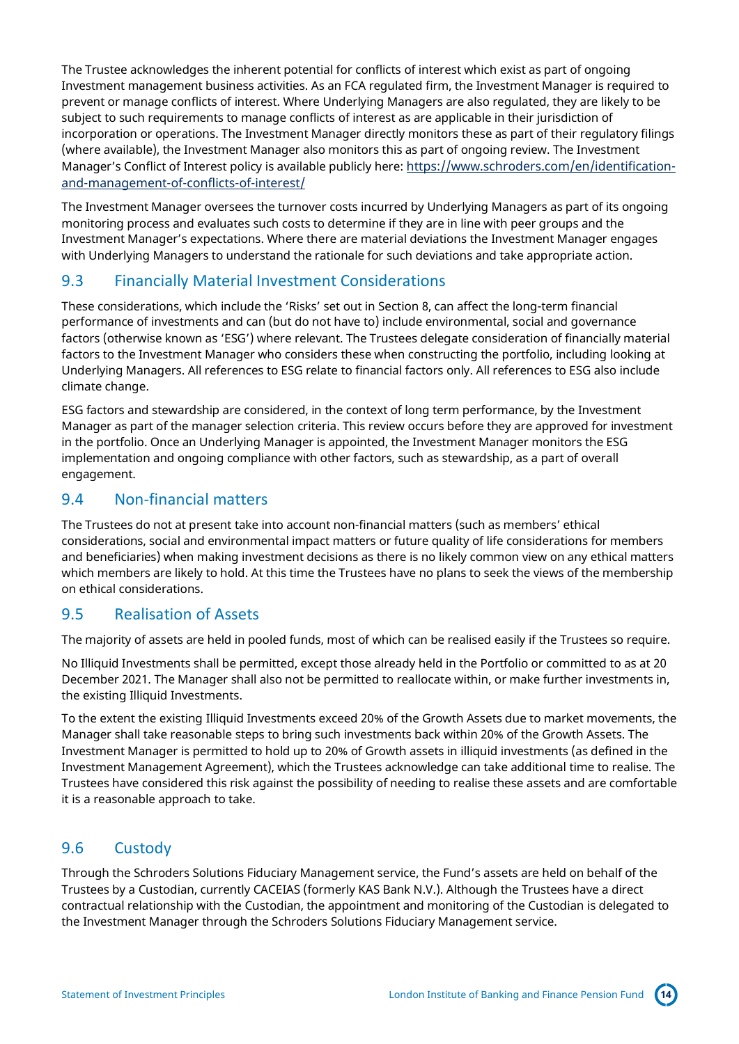The Trustee acknowledges the inherent potential for conflicts of interest which exist as part of ongoing Investment management business activities. As an FCA regulated firm, the Investment Manager is required to prevent or manage conflicts of interest. Where Underlying Managers are also regulated, they are likely to be subject to such requirements to manage conflicts of interest as are applicable in their jurisdiction of incorporation or operations. The Investment Manager directly monitors these as part of their regulatory filings (where available), the Investment Manager also monitors this as part of ongoing review. The Investment Manager's Conflict of Interest policy is available publicly here: [https://www.schroders.com/en/identification-and-management-of-conflicts-of-interest/](https://www.schroders.com/en/identification-and-management-of-conflicts-of-interest/)

The Investment Manager oversees the turnover costs incurred by Underlying Managers as part of its ongoing monitoring process and evaluates such costs to determine if they are in line with peer groups and the Investment Manager's expectations. Where there are material deviations the Investment Manager engages with Underlying Managers to understand the rationale for such deviations and take appropriate action.

## 9.3 Financially Material Investment Considerations

These considerations, which include the 'Risks' set out in Section 8, can affect the long-term financial performance of investments and can (but do not have to) include environmental, social and governance factors (otherwise known as 'ESG') where relevant. The Trustees delegate consideration of financially material factors to the Investment Manager who considers these when constructing the portfolio, including looking at Underlying Managers. All references to ESG relate to financial factors only. All references to ESG also include climate change.

ESG factors and stewardship are considered, in the context of long term performance, by the Investment Manager as part of the manager selection criteria. This review occurs before they are approved for investment in the portfolio. Once an Underlying Manager is appointed, the Investment Manager monitors the ESG implementation and ongoing compliance with other factors, such as stewardship, as a part of overall engagement.

## 9.4 Non-financial matters

The Trustees do not at present take into account non-financial matters (such as members' ethical considerations, social and environmental impact matters or future quality of life considerations for members and beneficiaries) when making investment decisions as there is no likely common view on any ethical matters which members are likely to hold. At this time the Trustees have no plans to seek the views of the membership on ethical considerations.

## 9.5 Realisation of Assets

The majority of assets are held in pooled funds, most of which can be realised easily if the Trustees so require.

No Illiquid Investments shall be permitted, except those already held in the Portfolio or committed to as at 20 December 2021. The Manager shall also not be permitted to reallocate within, or make further investments in, the existing Illiquid Investments.

To the extent the existing Illiquid Investments exceed 20% of the Growth Assets due to market movements, the Manager shall take reasonable steps to bring such investments back within 20% of the Growth Assets. The Investment Manager is permitted to hold up to 20% of Growth assets in illiquid investments (as defined in the Investment Management Agreement), which the Trustees acknowledge can take additional time to realise. The Trustees have considered this risk against the possibility of needing to realise these assets and are comfortable it is a reasonable approach to take.

## 9.6 Custody

Through the Schroders Solutions Fiduciary Management service, the Fund's assets are held on behalf of the Trustees by a Custodian, currently CACEIAS (formerly KAS Bank N.V.). Although the Trustees have a direct contractual relationship with the Custodian, the appointment and monitoring of the Custodian is delegated to the Investment Manager through the Schroders Solutions Fiduciary Management service.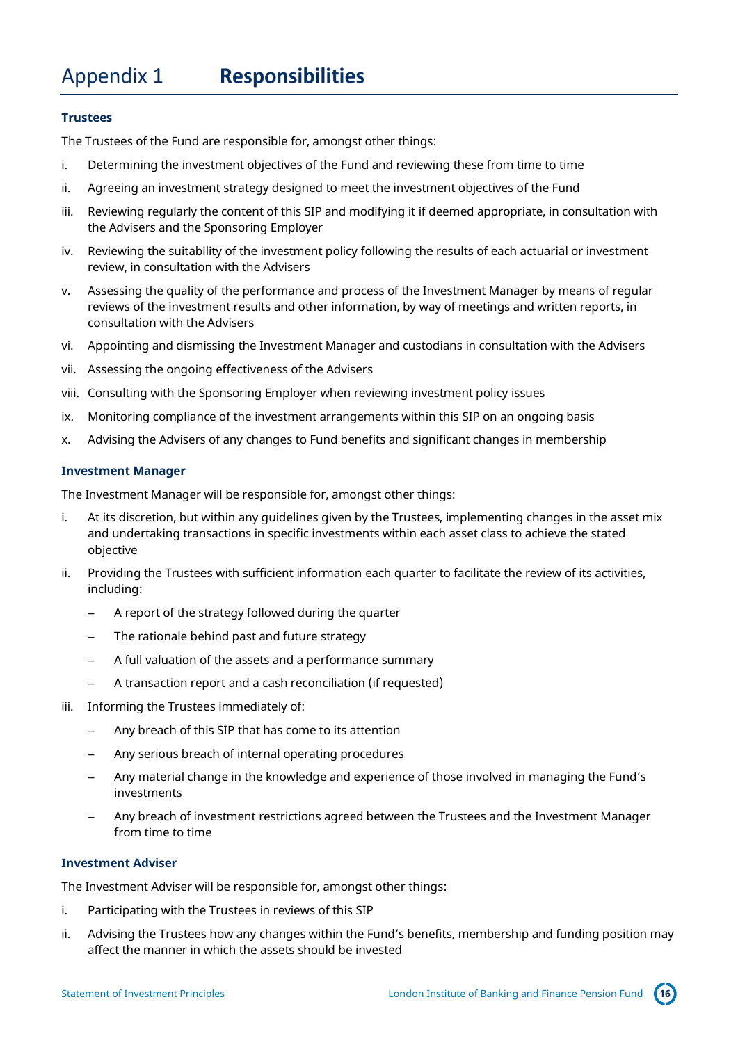# Appendix 1 **Responsibilities**

### Trustees

The Trustees of the Fund are responsible for, amongst other things:

i. Determining the investment objectives of the Fund and reviewing these from time to time

ii. Agreeing an investment strategy designed to meet the investment objectives of the Fund

iii. Reviewing regularly the content of this SIP and modifying it if deemed appropriate, in consultation with the Advisers and the Sponsoring Employer

iv. Reviewing the suitability of the investment policy following the results of each actuarial or investment review, in consultation with the Advisers

v. Assessing the quality of the performance and process of the Investment Manager by means of regular reviews of the investment results and other information, by way of meetings and written reports, in consultation with the Advisers

vi. Appointing and dismissing the Investment Manager and custodians in consultation with the Advisers

vii. Assessing the ongoing effectiveness of the Advisers

viii. Consulting with the Sponsoring Employer when reviewing investment policy issues

ix. Monitoring compliance of the investment arrangements within this SIP on an ongoing basis

x. Advising the Advisers of any changes to Fund benefits and significant changes in membership

### Investment Manager

The Investment Manager will be responsible for, amongst other things:

i. At its discretion, but within any guidelines given by the Trustees, implementing changes in the asset mix and undertaking transactions in specific investments within each asset class to achieve the stated objective

ii. Providing the Trustees with sufficient information each quarter to facilitate the review of its activities, including:
   - A report of the strategy followed during the quarter
   - The rationale behind past and future strategy
   - A full valuation of the assets and a performance summary
   - A transaction report and a cash reconciliation (if requested)

iii. Informing the Trustees immediately of:
   - Any breach of this SIP that has come to its attention
   - Any serious breach of internal operating procedures
   - Any material change in the knowledge and experience of those involved in managing the Fund's investments
   - Any breach of investment restrictions agreed between the Trustees and the Investment Manager from time to time

### Investment Adviser

The Investment Adviser will be responsible for, amongst other things:

i. Participating with the Trustees in reviews of this SIP

ii. Advising the Trustees how any changes within the Fund's benefits, membership and funding position may affect the manner in which the assets should be invested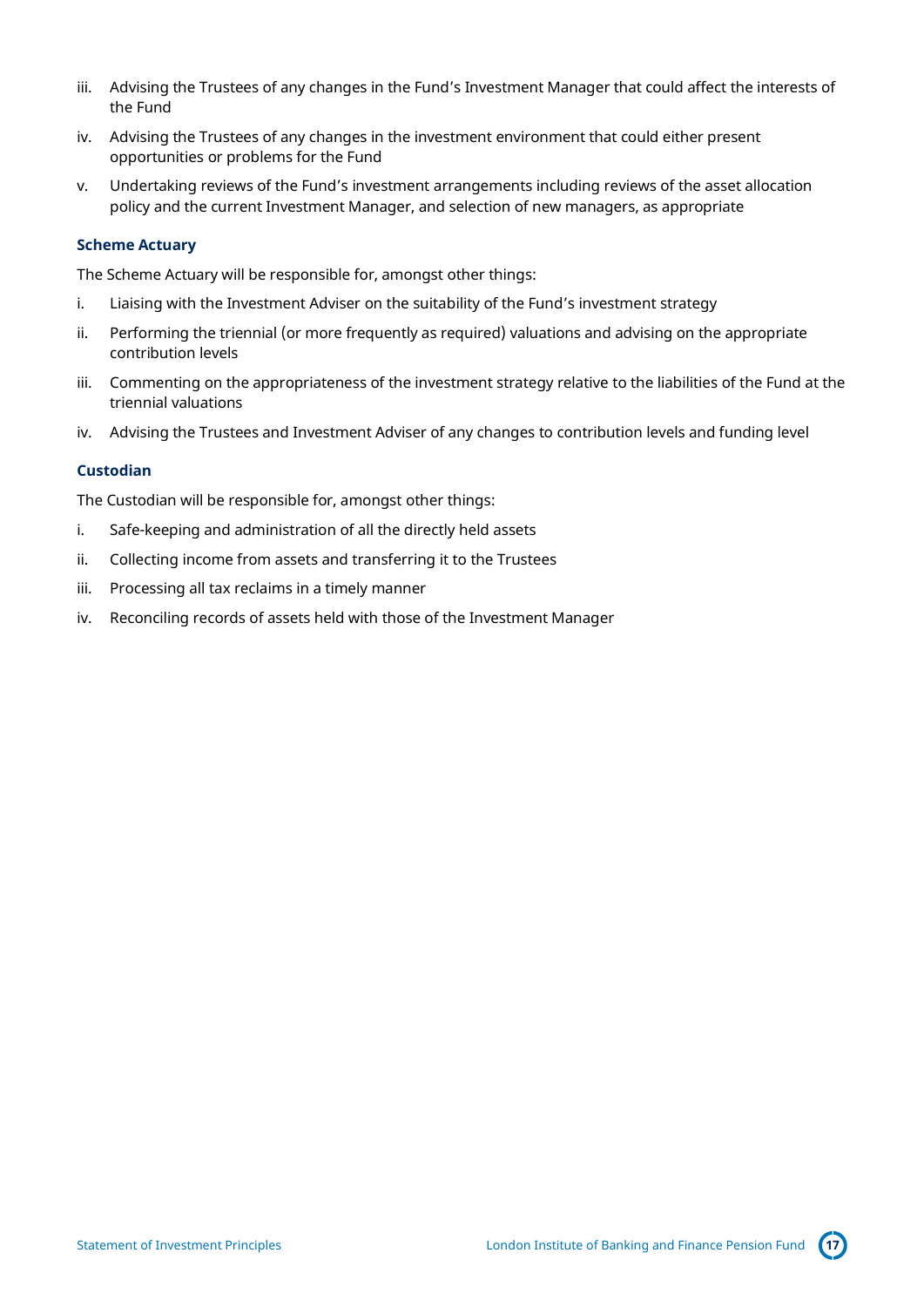iii. Advising the Trustees of any changes in the Fund's Investment Manager that could affect the interests of the Fund

iv. Advising the Trustees of any changes in the investment environment that could either present opportunities or problems for the Fund

v. Undertaking reviews of the Fund's investment arrangements including reviews of the asset allocation policy and the current Investment Manager, and selection of new managers, as appropriate

### Scheme Actuary

The Scheme Actuary will be responsible for, amongst other things:

i. Liaising with the Investment Adviser on the suitability of the Fund's investment strategy

ii. Performing the triennial (or more frequently as required) valuations and advising on the appropriate contribution levels

iii. Commenting on the appropriateness of the investment strategy relative to the liabilities of the Fund at the triennial valuations

iv. Advising the Trustees and Investment Adviser of any changes to contribution levels and funding level

### Custodian

The Custodian will be responsible for, amongst other things:

i. Safe-keeping and administration of all the directly held assets

ii. Collecting income from assets and transferring it to the Trustees

iii. Processing all tax reclaims in a timely manner

iv. Reconciling records of assets held with those of the Investment Manager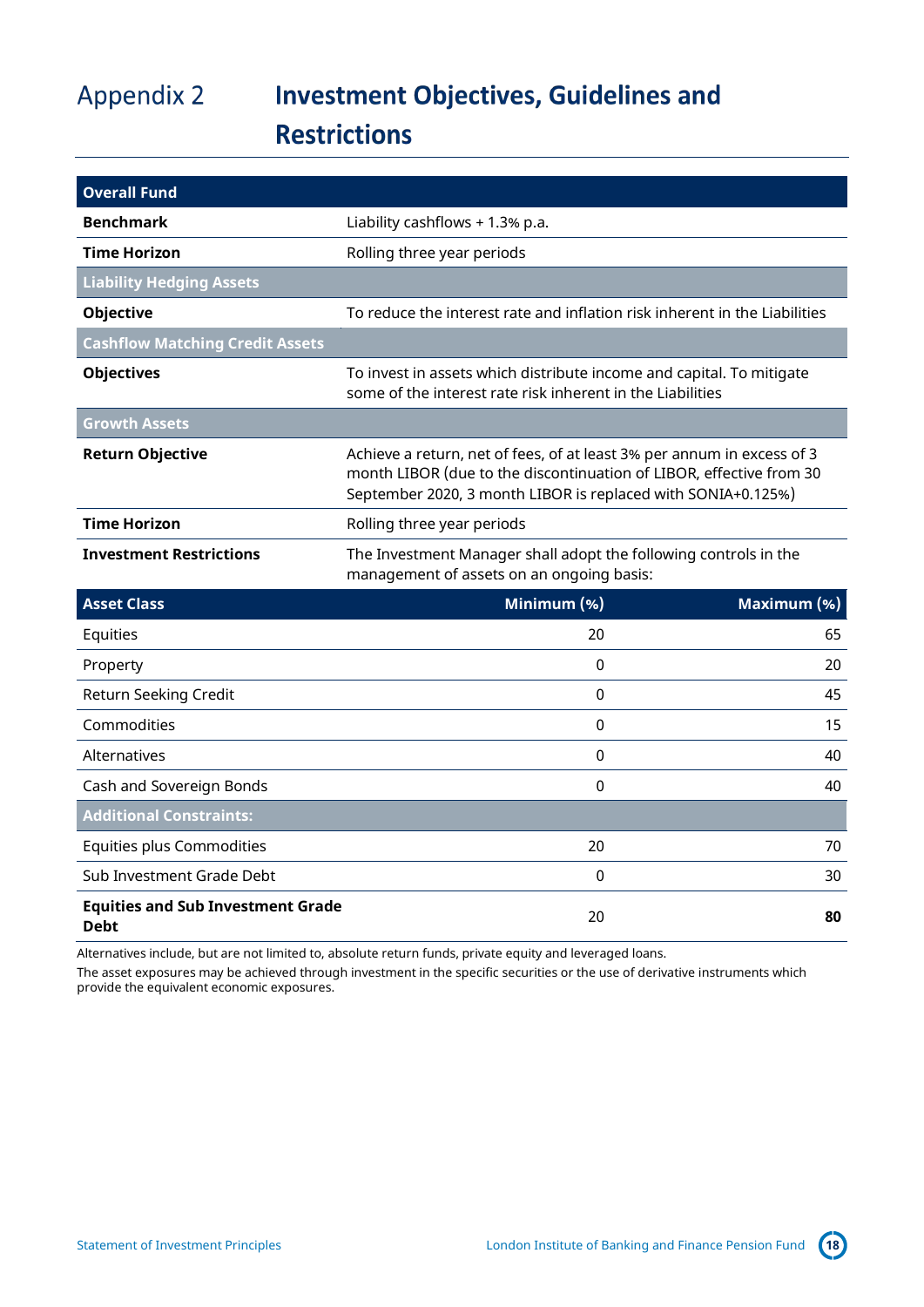# Appendix 2 Investment Objectives, Guidelines and Restrictions

| **Overall Fund** | |
|---|---|
| **Benchmark** | Liability cashflows + 1.3% p.a. |
| **Time Horizon** | Rolling three year periods |
| **Liability Hedging Assets** | |
| **Objective** | To reduce the interest rate and inflation risk inherent in the Liabilities |
| **Cashflow Matching Credit Assets** | |
| **Objectives** | To invest in assets which distribute income and capital. To mitigate some of the interest rate risk inherent in the Liabilities |
| **Growth Assets** | |
| **Return Objective** | Achieve a return, net of fees, of at least 3% per annum in excess of 3 month LIBOR (due to the discontinuation of LIBOR, effective from 30 September 2020, 3 month LIBOR is replaced with SONIA+0.125%) |
| **Time Horizon** | Rolling three year periods |
| **Investment Restrictions** | The Investment Manager shall adopt the following controls in the management of assets on an ongoing basis: |

| Asset Class | Minimum (%) | Maximum (%) |
|---|---|---|
| Equities | 20 | 65 |
| Property | 0 | 20 |
| Return Seeking Credit | 0 | 45 |
| Commodities | 0 | 15 |
| Alternatives | 0 | 40 |
| Cash and Sovereign Bonds | 0 | 40 |
| **Additional Constraints:** | | |
| Equities plus Commodities | 20 | 70 |
| Sub Investment Grade Debt | 0 | 30 |
| **Equities and Sub Investment Grade Debt** | 20 | **80** |

Alternatives include, but are not limited to, absolute return funds, private equity and leveraged loans.

The asset exposures may be achieved through investment in the specific securities or the use of derivative instruments which provide the equivalent economic exposures.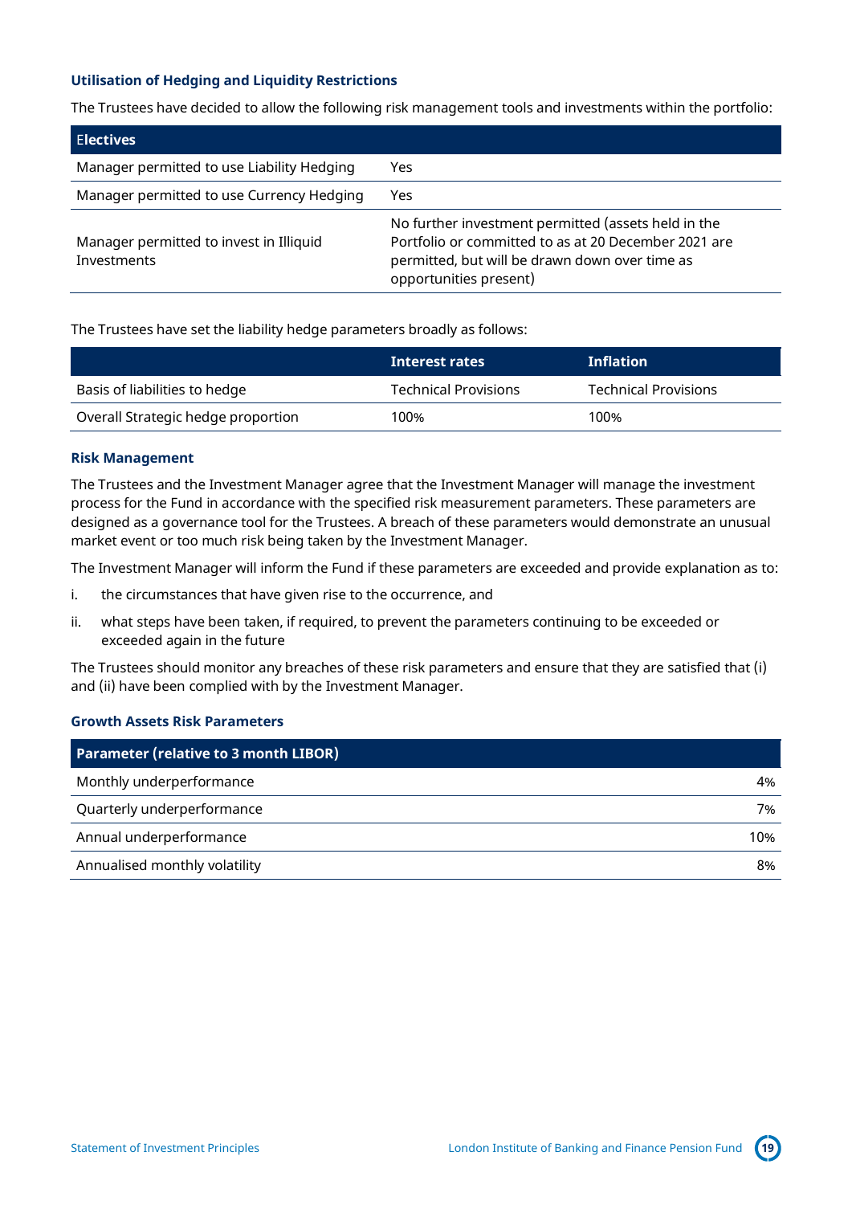### Utilisation of Hedging and Liquidity Restrictions

The Trustees have decided to allow the following risk management tools and investments within the portfolio:

| Electives | |
|---|---|
| Manager permitted to use Liability Hedging | Yes |
| Manager permitted to use Currency Hedging | Yes |
| Manager permitted to invest in Illiquid Investments | No further investment permitted (assets held in the Portfolio or committed to as at 20 December 2021 are permitted, but will be drawn down over time as opportunities present) |

The Trustees have set the liability hedge parameters broadly as follows:

| | Interest rates | Inflation |
|---|---|---|
| Basis of liabilities to hedge | Technical Provisions | Technical Provisions |
| Overall Strategic hedge proportion | 100% | 100% |

### Risk Management

The Trustees and the Investment Manager agree that the Investment Manager will manage the investment process for the Fund in accordance with the specified risk measurement parameters. These parameters are designed as a governance tool for the Trustees. A breach of these parameters would demonstrate an unusual market event or too much risk being taken by the Investment Manager.

The Investment Manager will inform the Fund if these parameters are exceeded and provide explanation as to:

i. the circumstances that have given rise to the occurrence, and

ii. what steps have been taken, if required, to prevent the parameters continuing to be exceeded or exceeded again in the future

The Trustees should monitor any breaches of these risk parameters and ensure that they are satisfied that (i) and (ii) have been complied with by the Investment Manager.

### Growth Assets Risk Parameters

| Parameter (relative to 3 month LIBOR) | |
|---|---|
| Monthly underperformance | 4% |
| Quarterly underperformance | 7% |
| Annual underperformance | 10% |
| Annualised monthly volatility | 8% |